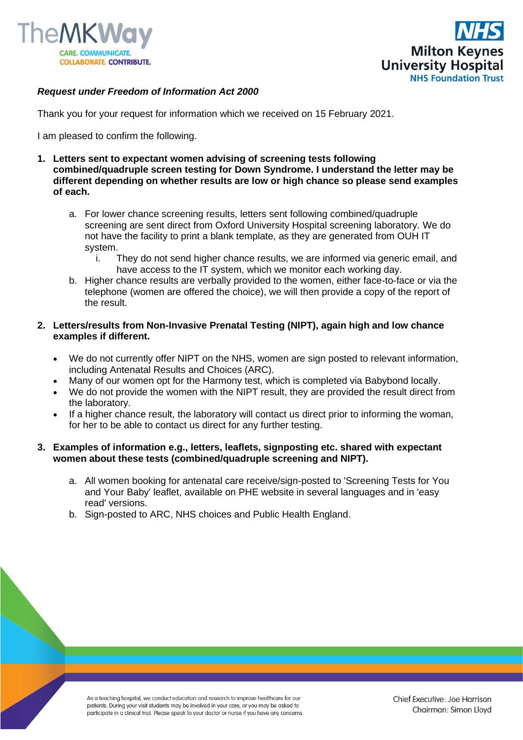***Request under Freedom of Information Act 2000***

Thank you for your request for information which we received on 15 February 2021.

I am pleased to confirm the following.

1. **Letters sent to expectant women advising of screening tests following combined/quadruple screen testing for Down Syndrome. I understand the letter may be different depending on whether results are low or high chance so please send examples of each.**

   a. For lower chance screening results, letters sent following combined/quadruple screening are sent direct from Oxford University Hospital screening laboratory. We do not have the facility to print a blank template, as they are generated from OUH IT system.

      i. They do not send higher chance results, we are informed via generic email, and have access to the IT system, which we monitor each working day.

   b. Higher chance results are verbally provided to the women, either face-to-face or via the telephone (women are offered the choice), we will then provide a copy of the report of the result.

2. **Letters/results from Non-Invasive Prenatal Testing (NIPT), again high and low chance examples if different.**

   - We do not currently offer NIPT on the NHS, women are sign posted to relevant information, including Antenatal Results and Choices (ARC).
   - Many of our women opt for the Harmony test, which is completed via Babybond locally.
   - We do not provide the women with the NIPT result, they are provided the result direct from the laboratory.
   - If a higher chance result, the laboratory will contact us direct prior to informing the woman, for her to be able to contact us direct for any further testing.

3. **Examples of information e.g., letters, leaflets, signposting etc. shared with expectant women about these tests (combined/quadruple screening and NIPT).**

   a. All women booking for antenatal care receive/sign-posted to 'Screening Tests for You and Your Baby' leaflet, available on PHE website in several languages and in 'easy read' versions.

   b. Sign-posted to ARC, NHS choices and Public Health England.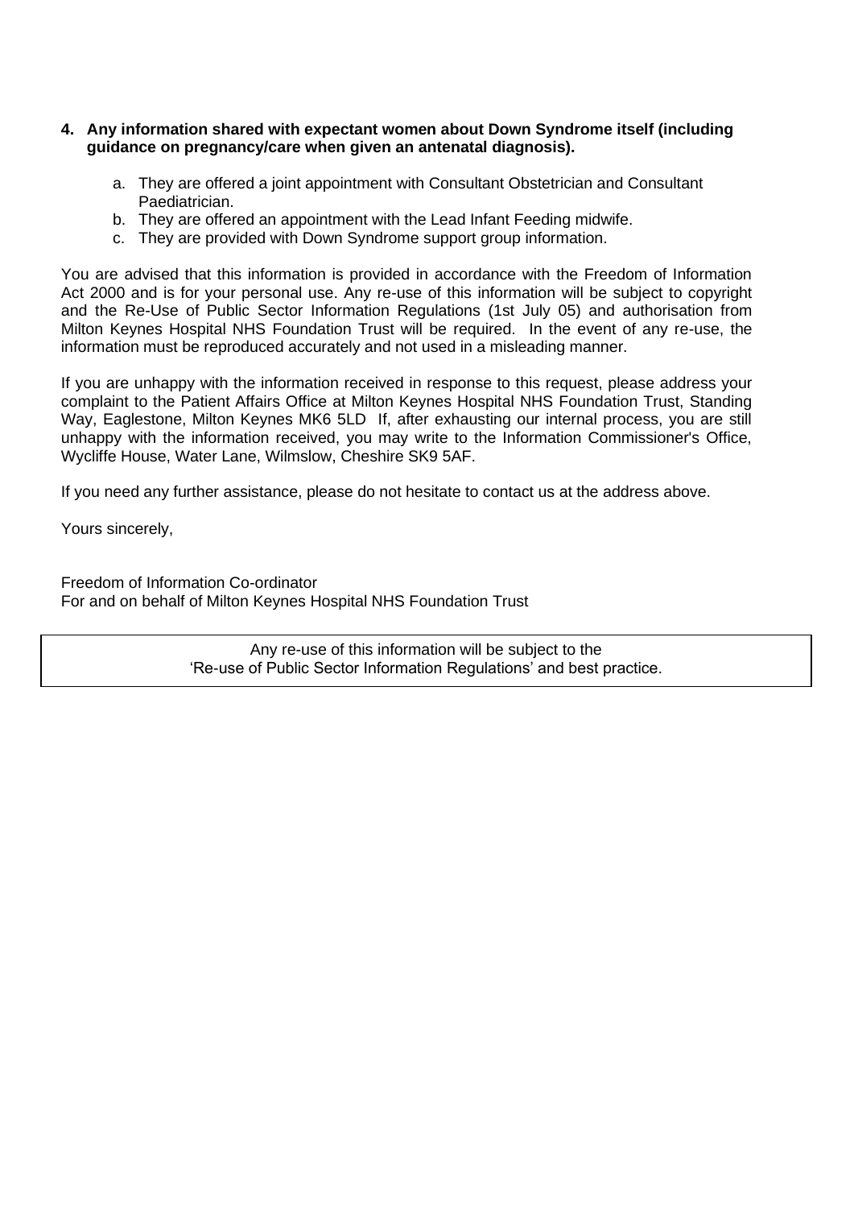**4. Any information shared with expectant women about Down Syndrome itself (including guidance on pregnancy/care when given an antenatal diagnosis).**

a. They are offered a joint appointment with Consultant Obstetrician and Consultant Paediatrician.
b. They are offered an appointment with the Lead Infant Feeding midwife.
c. They are provided with Down Syndrome support group information.

You are advised that this information is provided in accordance with the Freedom of Information Act 2000 and is for your personal use. Any re-use of this information will be subject to copyright and the Re-Use of Public Sector Information Regulations (1st July 05) and authorisation from Milton Keynes Hospital NHS Foundation Trust will be required. In the event of any re-use, the information must be reproduced accurately and not used in a misleading manner.

If you are unhappy with the information received in response to this request, please address your complaint to the Patient Affairs Office at Milton Keynes Hospital NHS Foundation Trust, Standing Way, Eaglestone, Milton Keynes MK6 5LD If, after exhausting our internal process, you are still unhappy with the information received, you may write to the Information Commissioner's Office, Wycliffe House, Water Lane, Wilmslow, Cheshire SK9 5AF.

If you need any further assistance, please do not hesitate to contact us at the address above.

Yours sincerely,

Freedom of Information Co-ordinator
For and on behalf of Milton Keynes Hospital NHS Foundation Trust

Any re-use of this information will be subject to the
'Re-use of Public Sector Information Regulations' and best practice.